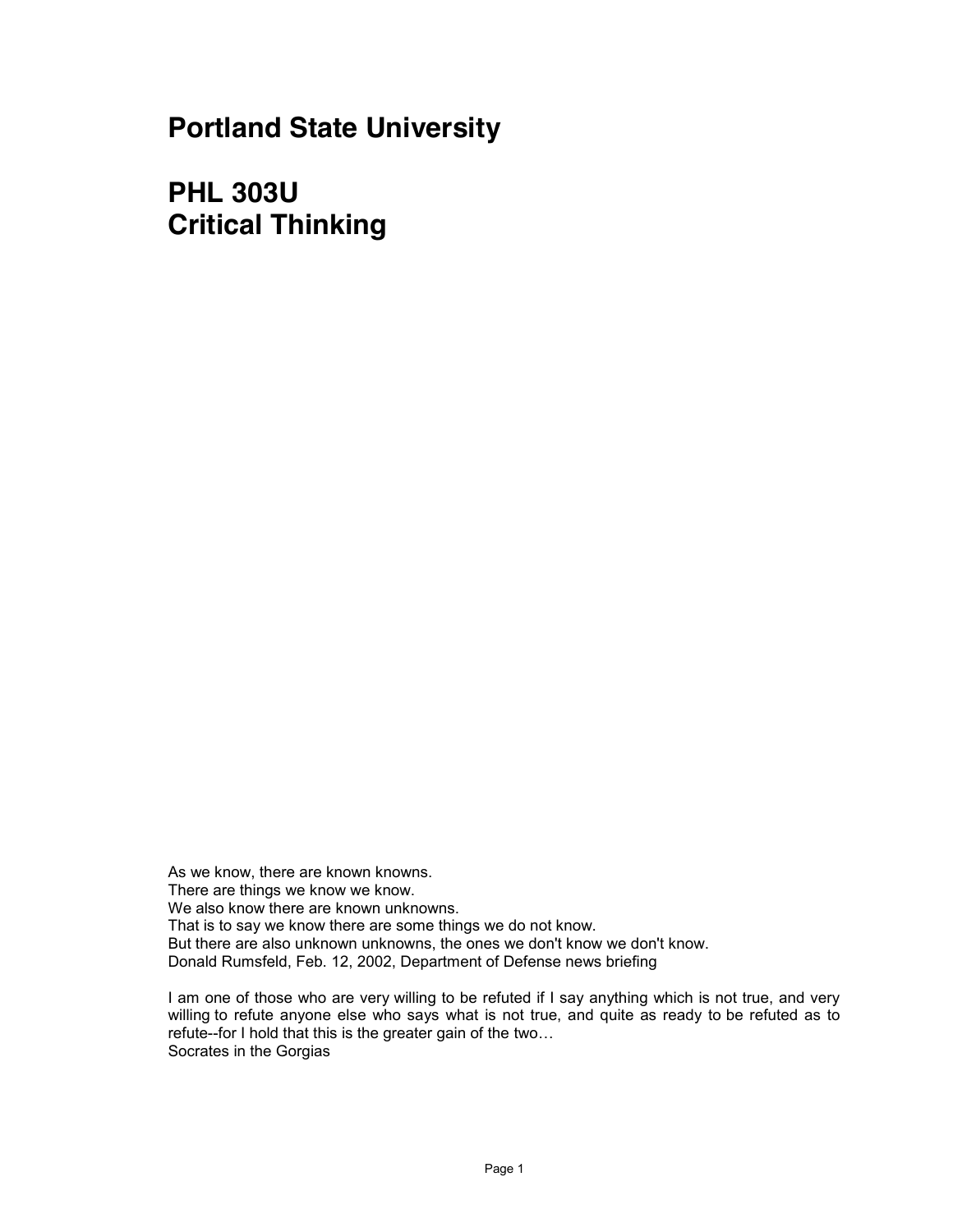# Portland State University

# PHL 303U
# Critical Thinking

As we know, there are known knowns.
There are things we know we know.
We also know there are known unknowns.
That is to say we know there are some things we do not know.
But there are also unknown unknowns, the ones we don't know we don't know.
Donald Rumsfeld, Feb. 12, 2002, Department of Defense news briefing

I am one of those who are very willing to be refuted if I say anything which is not true, and very willing to refute anyone else who says what is not true, and quite as ready to be refuted as to refute--for I hold that this is the greater gain of the two…
Socrates in the Gorgias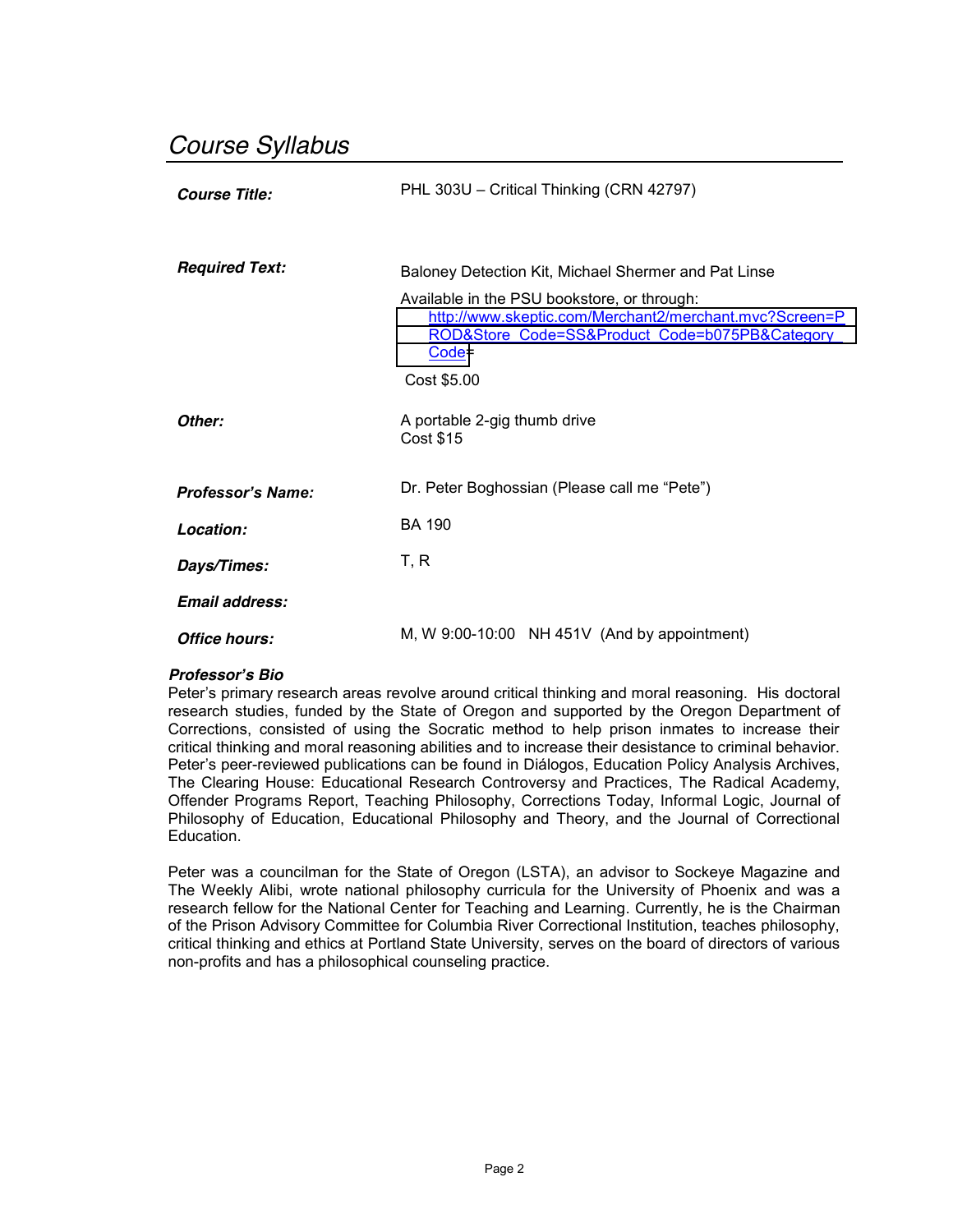# Course Syllabus

| | |
|---|---|
| ***Course Title:*** | PHL 303U – Critical Thinking (CRN 42797) |
| ***Required Text:*** | Baloney Detection Kit, Michael Shermer and Pat Linse<br>Available in the PSU bookstore, or through: http://www.skeptic.com/Merchant2/merchant.mvc?Screen=PROD&Store_Code=SS&Product_Code=b075PB&Category_Code=<br>Cost $5.00 |
| ***Other:*** | A portable 2-gig thumb drive<br>Cost $15 |
| ***Professor's Name:*** | Dr. Peter Boghossian (Please call me "Pete") |
| ***Location:*** | BA 190 |
| ***Days/Times:*** | T, R |
| ***Email address:*** | |
| ***Office hours:*** | M, W 9:00-10:00 NH 451V (And by appointment) |

***Professor's Bio***

Peter's primary research areas revolve around critical thinking and moral reasoning. His doctoral research studies, funded by the State of Oregon and supported by the Oregon Department of Corrections, consisted of using the Socratic method to help prison inmates to increase their critical thinking and moral reasoning abilities and to increase their desistance to criminal behavior. Peter's peer-reviewed publications can be found in Diálogos, Education Policy Analysis Archives, The Clearing House: Educational Research Controversy and Practices, The Radical Academy, Offender Programs Report, Teaching Philosophy, Corrections Today, Informal Logic, Journal of Philosophy of Education, Educational Philosophy and Theory, and the Journal of Correctional Education.

Peter was a councilman for the State of Oregon (LSTA), an advisor to Sockeye Magazine and The Weekly Alibi, wrote national philosophy curricula for the University of Phoenix and was a research fellow for the National Center for Teaching and Learning. Currently, he is the Chairman of the Prison Advisory Committee for Columbia River Correctional Institution, teaches philosophy, critical thinking and ethics at Portland State University, serves on the board of directors of various non-profits and has a philosophical counseling practice.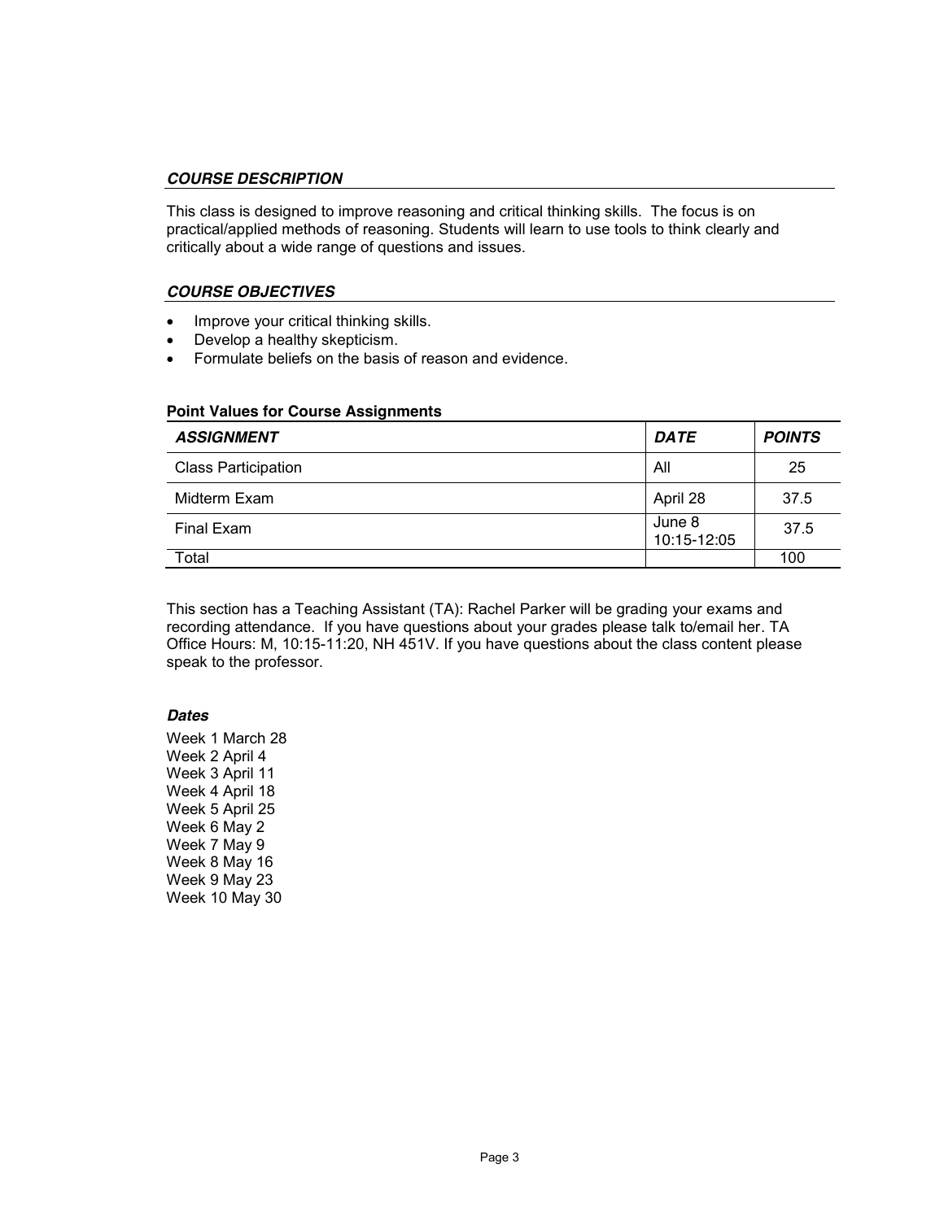### ***COURSE DESCRIPTION***

This class is designed to improve reasoning and critical thinking skills. The focus is on practical/applied methods of reasoning. Students will learn to use tools to think clearly and critically about a wide range of questions and issues.

### ***COURSE OBJECTIVES***

- Improve your critical thinking skills.
- Develop a healthy skepticism.
- Formulate beliefs on the basis of reason and evidence.

**Point Values for Course Assignments**

| ***ASSIGNMENT*** | ***DATE*** | ***POINTS*** |
| --- | --- | --- |
| Class Participation | All | 25 |
| Midterm Exam | April 28 | 37.5 |
| Final Exam | June 8 10:15-12:05 | 37.5 |
| Total | | 100 |

This section has a Teaching Assistant (TA): Rachel Parker will be grading your exams and recording attendance. If you have questions about your grades please talk to/email her. TA Office Hours: M, 10:15-11:20, NH 451V. If you have questions about the class content please speak to the professor.

***Dates***

Week 1 March 28
Week 2 April 4
Week 3 April 11
Week 4 April 18
Week 5 April 25
Week 6 May 2
Week 7 May 9
Week 8 May 16
Week 9 May 23
Week 10 May 30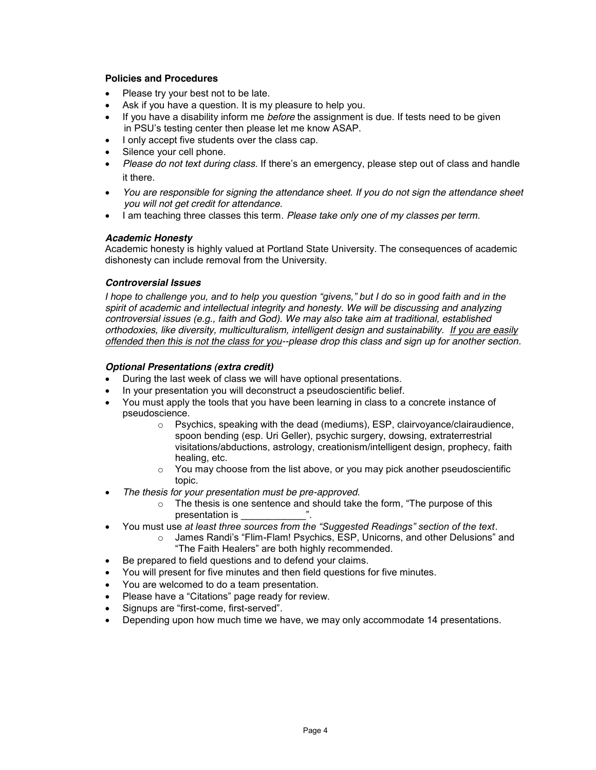**Policies and Procedures**

- Please try your best not to be late.
- Ask if you have a question. It is my pleasure to help you.
- If you have a disability inform me *before* the assignment is due. If tests need to be given in PSU's testing center then please let me know ASAP.
- I only accept five students over the class cap.
- Silence your cell phone.
- *Please do not text during class*. If there's an emergency, please step out of class and handle it there.
- *You are responsible for signing the attendance sheet. If you do not sign the attendance sheet you will not get credit for attendance.*
- I am teaching three classes this term. *Please take only one of my classes per term*.

***Academic Honesty***

Academic honesty is highly valued at Portland State University. The consequences of academic dishonesty can include removal from the University.

***Controversial Issues***

*I hope to challenge you, and to help you question "givens," but I do so in good faith and in the spirit of academic and intellectual integrity and honesty. We will be discussing and analyzing controversial issues (e.g., faith and God). We may also take aim at traditional, established orthodoxies, like diversity, multiculturalism, intelligent design and sustainability. <u>If you are easily offended then this is not the class for you</u>--please drop this class and sign up for another section.*

***Optional Presentations (extra credit)***

- During the last week of class we will have optional presentations.
- In your presentation you will deconstruct a pseudoscientific belief.
- You must apply the tools that you have been learning in class to a concrete instance of pseudoscience.
  - Psychics, speaking with the dead (mediums), ESP, clairvoyance/clairaudience, spoon bending (esp. Uri Geller), psychic surgery, dowsing, extraterrestrial visitations/abductions, astrology, creationism/intelligent design, prophecy, faith healing, etc.
  - You may choose from the list above, or you may pick another pseudoscientific topic.
- *The thesis for your presentation must be pre-approved.*
  - The thesis is one sentence and should take the form, "The purpose of this presentation is ____________".
- You must use *at least three sources from the "Suggested Readings" section of the text*.
  - James Randi's "Flim-Flam! Psychics, ESP, Unicorns, and other Delusions" and "The Faith Healers" are both highly recommended.
- Be prepared to field questions and to defend your claims.
- You will present for five minutes and then field questions for five minutes.
- You are welcomed to do a team presentation.
- Please have a "Citations" page ready for review.
- Signups are "first-come, first-served".
- Depending upon how much time we have, we may only accommodate 14 presentations.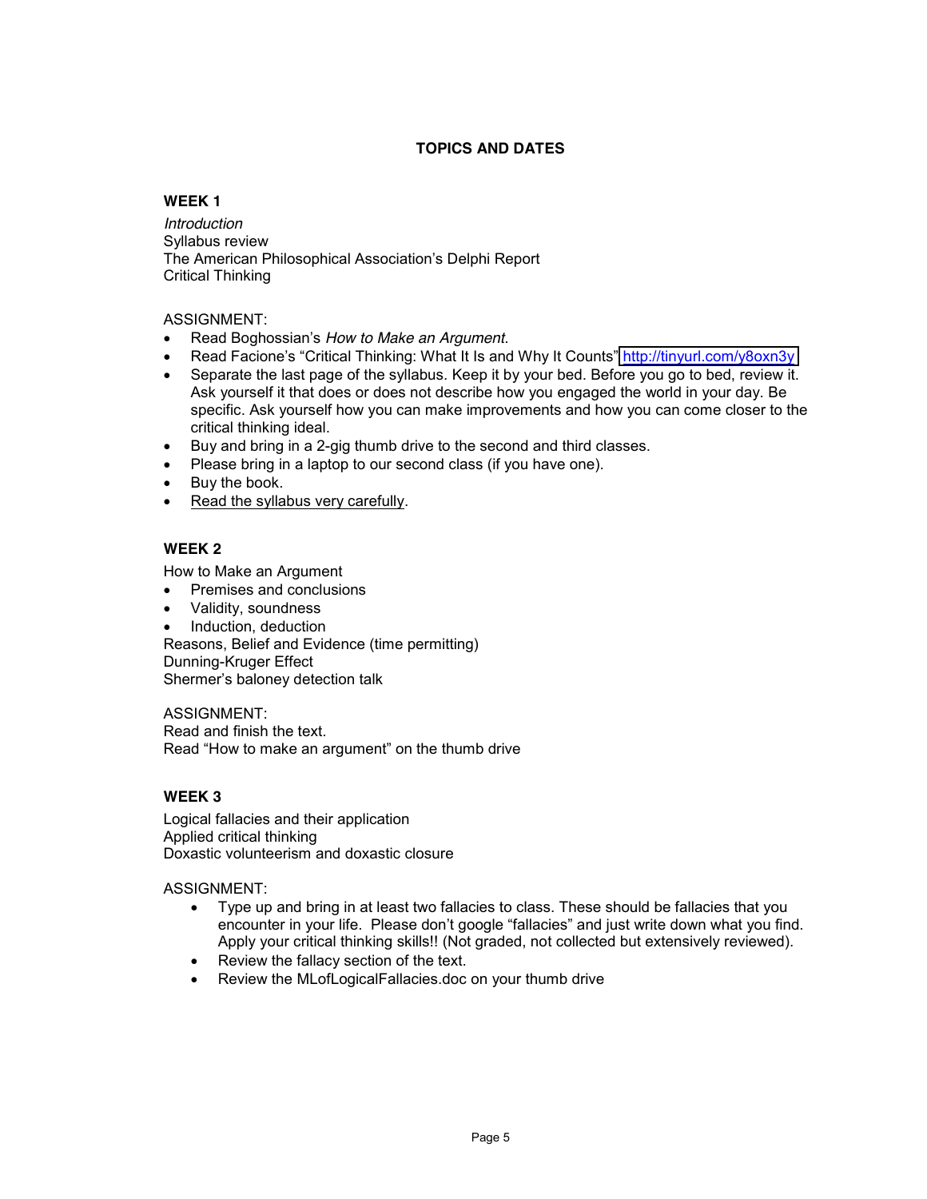## TOPICS AND DATES

### WEEK 1

*Introduction*
Syllabus review
The American Philosophical Association's Delphi Report
Critical Thinking

ASSIGNMENT:

- Read Boghossian's *How to Make an Argument*.
- Read Facione's "Critical Thinking: What It Is and Why It Counts" http://tinyurl.com/y8oxn3y
- Separate the last page of the syllabus. Keep it by your bed. Before you go to bed, review it. Ask yourself it that does or does not describe how you engaged the world in your day. Be specific. Ask yourself how you can make improvements and how you can come closer to the critical thinking ideal.
- Buy and bring in a 2-gig thumb drive to the second and third classes.
- Please bring in a laptop to our second class (if you have one).
- Buy the book.
- Read the syllabus very carefully.

### WEEK 2

How to Make an Argument

- Premises and conclusions
- Validity, soundness
- Induction, deduction

Reasons, Belief and Evidence (time permitting)
Dunning-Kruger Effect
Shermer's baloney detection talk

ASSIGNMENT:
Read and finish the text.
Read "How to make an argument" on the thumb drive

### WEEK 3

Logical fallacies and their application
Applied critical thinking
Doxastic volunteerism and doxastic closure

ASSIGNMENT:

- Type up and bring in at least two fallacies to class. These should be fallacies that you encounter in your life. Please don't google "fallacies" and just write down what you find. Apply your critical thinking skills!! (Not graded, not collected but extensively reviewed).
- Review the fallacy section of the text.
- Review the MLofLogicalFallacies.doc on your thumb drive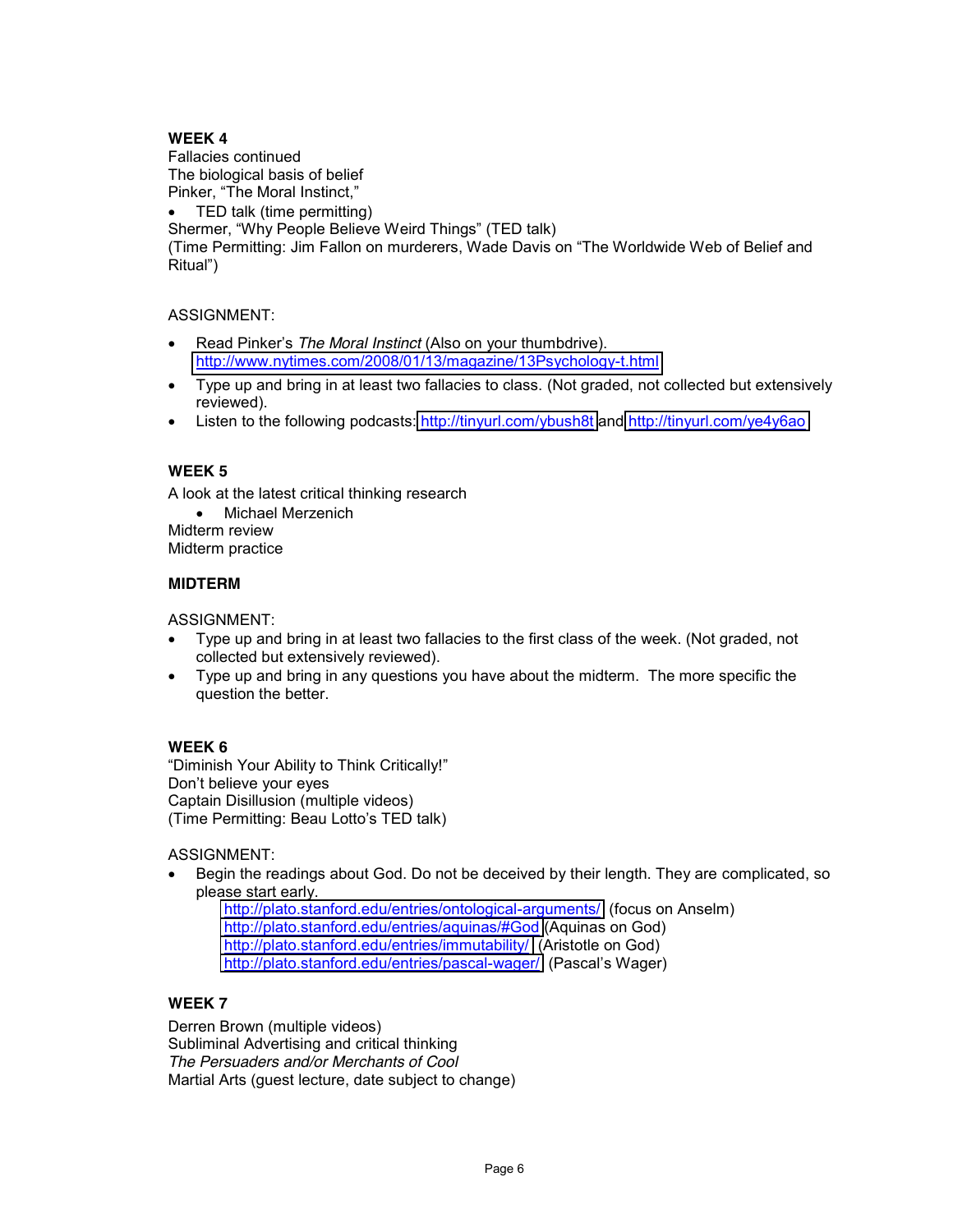**WEEK 4**

Fallacies continued
The biological basis of belief
Pinker, "The Moral Instinct,"

- TED talk (time permitting)

Shermer, "Why People Believe Weird Things" (TED talk)
(Time Permitting: Jim Fallon on murderers, Wade Davis on "The Worldwide Web of Belief and Ritual")

ASSIGNMENT:

- Read Pinker's *The Moral Instinct* (Also on your thumbdrive). http://www.nytimes.com/2008/01/13/magazine/13Psychology-t.html
- Type up and bring in at least two fallacies to class. (Not graded, not collected but extensively reviewed).
- Listen to the following podcasts: http://tinyurl.com/ybush8t and http://tinyurl.com/ye4y6ao

**WEEK 5**

A look at the latest critical thinking research

- Michael Merzenich

Midterm review
Midterm practice

**MIDTERM**

ASSIGNMENT:

- Type up and bring in at least two fallacies to the first class of the week. (Not graded, not collected but extensively reviewed).
- Type up and bring in any questions you have about the midterm. The more specific the question the better.

**WEEK 6**

"Diminish Your Ability to Think Critically!"
Don't believe your eyes
Captain Disillusion (multiple videos)
(Time Permitting: Beau Lotto's TED talk)

ASSIGNMENT:

- Begin the readings about God. Do not be deceived by their length. They are complicated, so please start early.
  - http://plato.stanford.edu/entries/ontological-arguments/ (focus on Anselm)
  - http://plato.stanford.edu/entries/aquinas/#God (Aquinas on God)
  - http://plato.stanford.edu/entries/immutability/ (Aristotle on God)
  - http://plato.stanford.edu/entries/pascal-wager/ (Pascal's Wager)

**WEEK 7**

Derren Brown (multiple videos)
Subliminal Advertising and critical thinking
*The Persuaders and/or Merchants of Cool*
Martial Arts (guest lecture, date subject to change)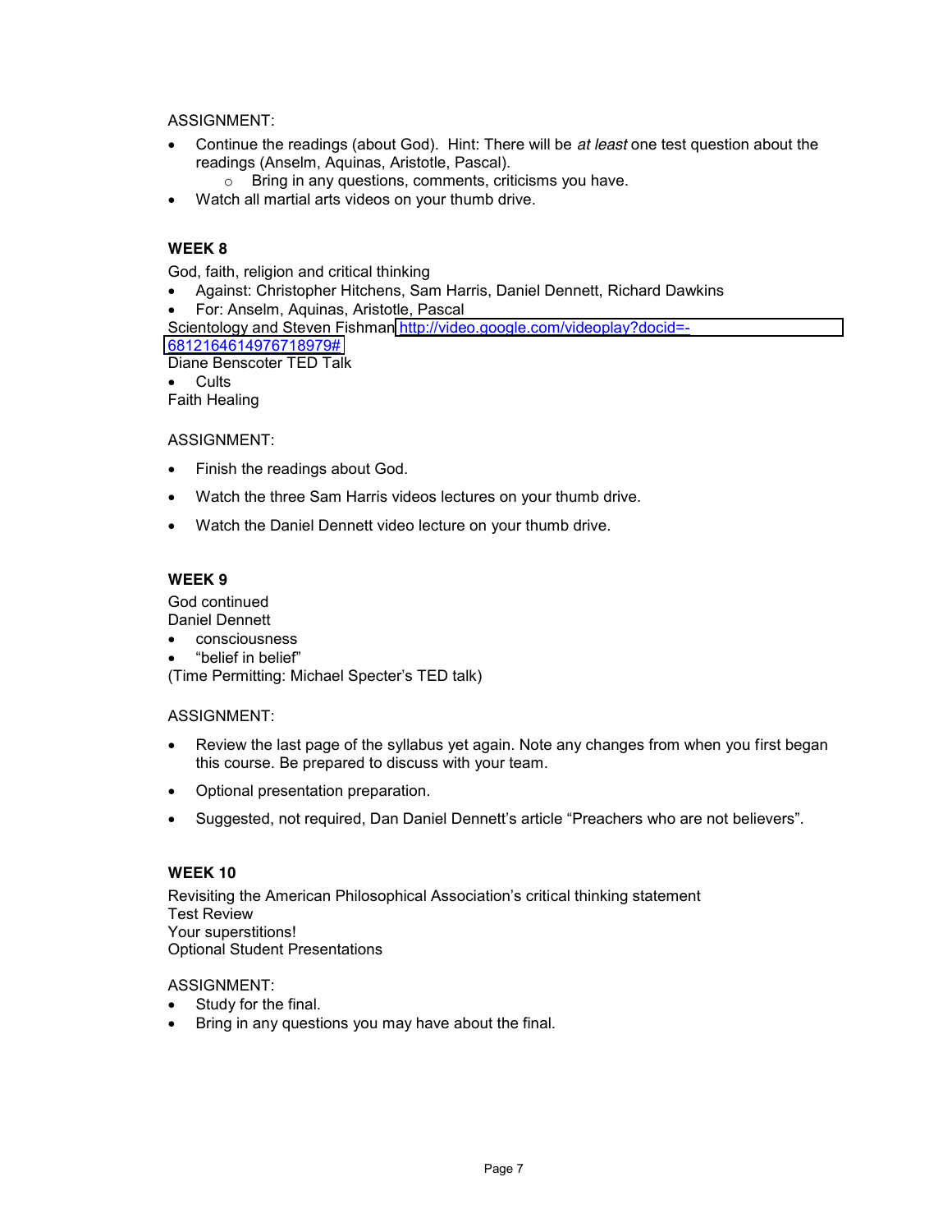ASSIGNMENT:

- Continue the readings (about God). Hint: There will be *at least* one test question about the readings (Anselm, Aquinas, Aristotle, Pascal).
  - Bring in any questions, comments, criticisms you have.
- Watch all martial arts videos on your thumb drive.

**WEEK 8**

God, faith, religion and critical thinking

- Against: Christopher Hitchens, Sam Harris, Daniel Dennett, Richard Dawkins
- For: Anselm, Aquinas, Aristotle, Pascal

Scientology and Steven Fishman http://video.google.com/videoplay?docid=-6812164614976718979#

Diane Benscoter TED Talk

- Cults

Faith Healing

ASSIGNMENT:

- Finish the readings about God.
- Watch the three Sam Harris videos lectures on your thumb drive.
- Watch the Daniel Dennett video lecture on your thumb drive.

**WEEK 9**

God continued

Daniel Dennett

- consciousness
- "belief in belief"

(Time Permitting: Michael Specter's TED talk)

ASSIGNMENT:

- Review the last page of the syllabus yet again. Note any changes from when you first began this course. Be prepared to discuss with your team.
- Optional presentation preparation.
- Suggested, not required, Dan Daniel Dennett's article "Preachers who are not believers".

**WEEK 10**

Revisiting the American Philosophical Association's critical thinking statement

Test Review

Your superstitions!

Optional Student Presentations

ASSIGNMENT:

- Study for the final.
- Bring in any questions you may have about the final.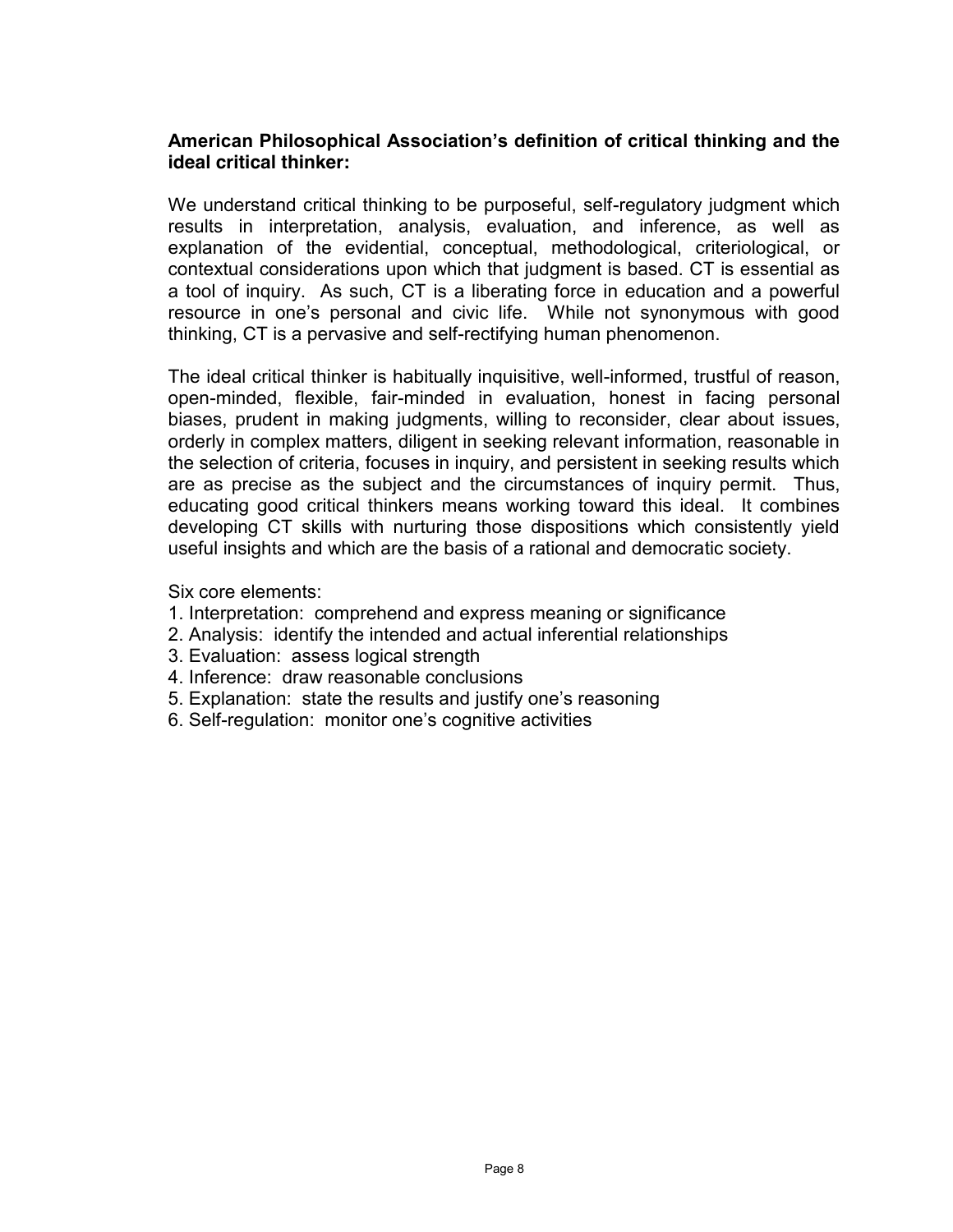**American Philosophical Association's definition of critical thinking and the ideal critical thinker:**

We understand critical thinking to be purposeful, self-regulatory judgment which results in interpretation, analysis, evaluation, and inference, as well as explanation of the evidential, conceptual, methodological, criteriological, or contextual considerations upon which that judgment is based. CT is essential as a tool of inquiry. As such, CT is a liberating force in education and a powerful resource in one's personal and civic life. While not synonymous with good thinking, CT is a pervasive and self-rectifying human phenomenon.

The ideal critical thinker is habitually inquisitive, well-informed, trustful of reason, open-minded, flexible, fair-minded in evaluation, honest in facing personal biases, prudent in making judgments, willing to reconsider, clear about issues, orderly in complex matters, diligent in seeking relevant information, reasonable in the selection of criteria, focuses in inquiry, and persistent in seeking results which are as precise as the subject and the circumstances of inquiry permit. Thus, educating good critical thinkers means working toward this ideal. It combines developing CT skills with nurturing those dispositions which consistently yield useful insights and which are the basis of a rational and democratic society.

Six core elements:

1. Interpretation: comprehend and express meaning or significance
2. Analysis: identify the intended and actual inferential relationships
3. Evaluation: assess logical strength
4. Inference: draw reasonable conclusions
5. Explanation: state the results and justify one's reasoning
6. Self-regulation: monitor one's cognitive activities